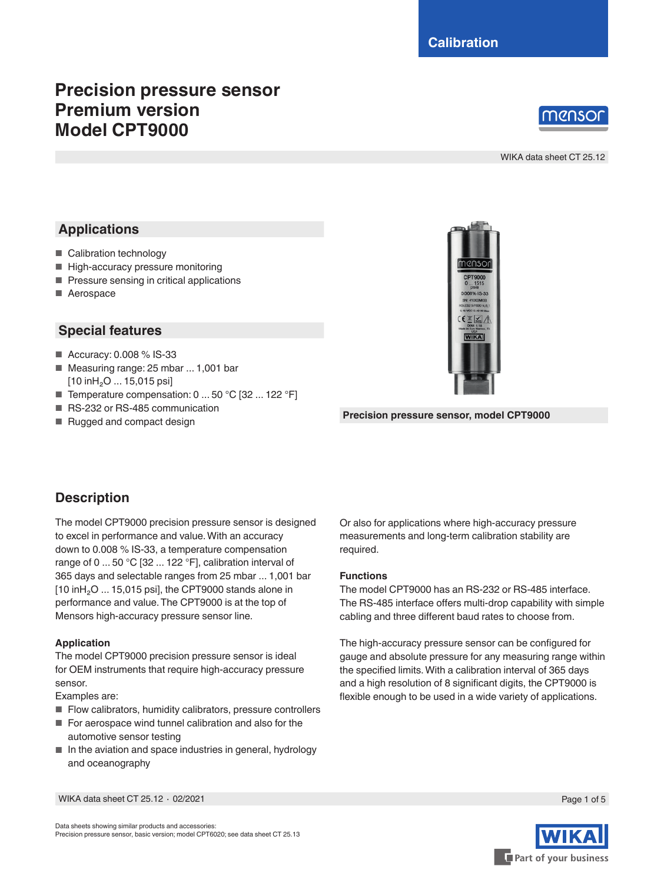Calibration

# Precision pressure sensor
# Premium version
# Model CPT9000

WIKA data sheet CT 25.12

## Applications

- Calibration technology
- High-accuracy pressure monitoring
- Pressure sensing in critical applications
- Aerospace

## Special features

- Accuracy: 0.008 % IS-33
- Measuring range: 25 mbar ... 1,001 bar [10 $inH_2O$ ... 15,015 psi]
- Temperature compensation: 0 ... 50 °C [32 ... 122 °F]
- RS-232 or RS-485 communication
- Rugged and compact design

**Precision pressure sensor, model CPT9000**

## Description

The model CPT9000 precision pressure sensor is designed to excel in performance and value. With an accuracy down to 0.008 % IS-33, a temperature compensation range of 0 ... 50 °C [32 ... 122 °F], calibration interval of 365 days and selectable ranges from 25 mbar ... 1,001 bar [10 $inH_2O$ ... 15,015 psi], the CPT9000 stands alone in performance and value. The CPT9000 is at the top of Mensors high-accuracy pressure sensor line.

### Application

The model CPT9000 precision pressure sensor is ideal for OEM instruments that require high-accuracy pressure sensor.

Examples are:

- Flow calibrators, humidity calibrators, pressure controllers
- For aerospace wind tunnel calibration and also for the automotive sensor testing
- In the aviation and space industries in general, hydrology and oceanography

Or also for applications where high-accuracy pressure measurements and long-term calibration stability are required.

### Functions

The model CPT9000 has an RS-232 or RS-485 interface. The RS-485 interface offers multi-drop capability with simple cabling and three different baud rates to choose from.

The high-accuracy pressure sensor can be configured for gauge and absolute pressure for any measuring range within the specified limits. With a calibration interval of 365 days and a high resolution of 8 significant digits, the CPT9000 is flexible enough to be used in a wide variety of applications.

Data sheets showing similar products and accessories:
Precision pressure sensor, basic version; model CPT6020; see data sheet CT 25.13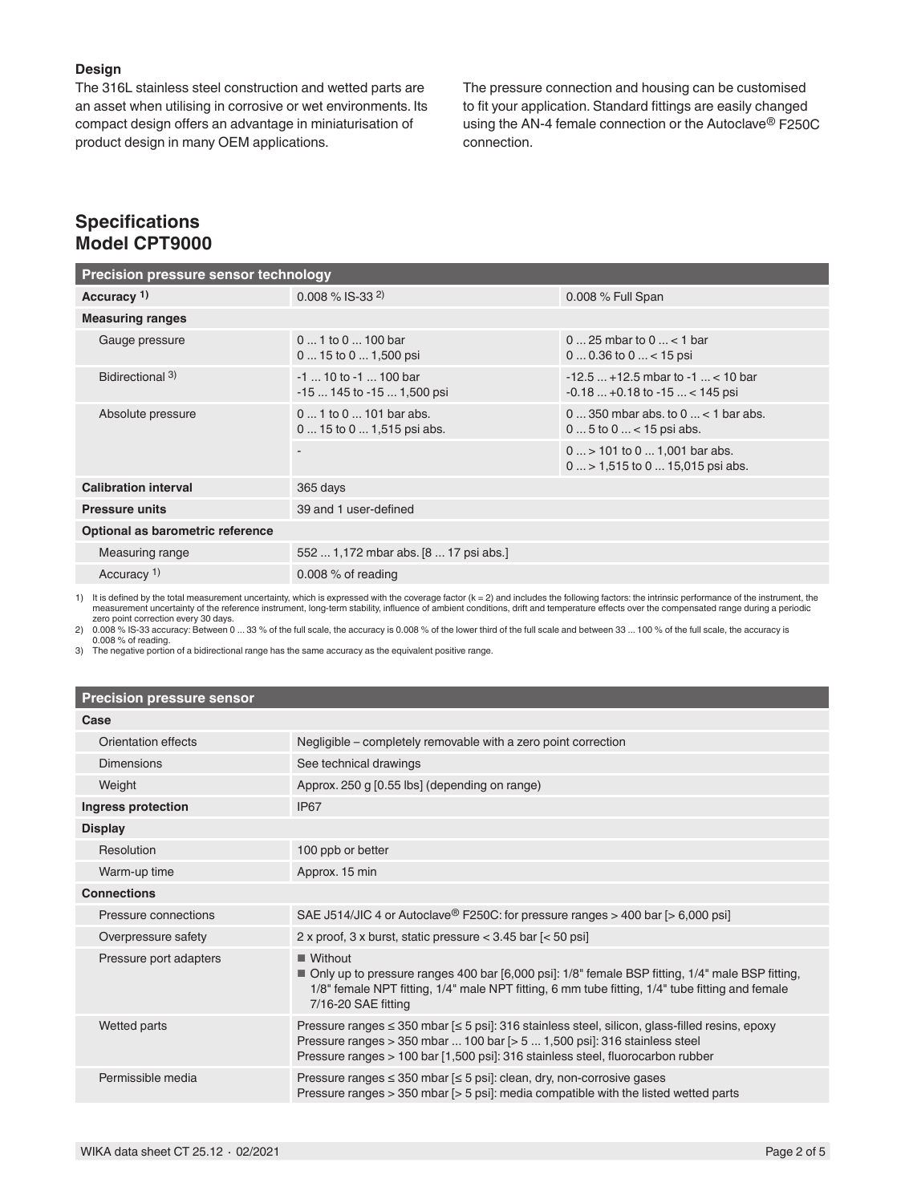### Design

The 316L stainless steel construction and wetted parts are an asset when utilising in corrosive or wet environments. Its compact design offers an advantage in miniaturisation of product design in many OEM applications.

The pressure connection and housing can be customised to fit your application. Standard fittings are easily changed using the AN-4 female connection or the Autoclave® F250C connection.

## Specifications
## Model CPT9000

| Precision pressure sensor technology | | |
|---|---|---|
| **Accuracy** [1] | 0.008 % IS-33 [2] | 0.008 % Full Span |
| **Measuring ranges** | | |
| Gauge pressure | 0 ... 1 to 0 ... 100 bar<br>0 ... 15 to 0 ... 1,500 psi | 0 ... 25 mbar to 0 ... < 1 bar<br>0 ... 0.36 to 0 ... < 15 psi |
| Bidirectional [3] | -1 ... 10 to -1 ... 100 bar<br>-15 ... 145 to -15 ... 1,500 psi | -12.5 ... +12.5 mbar to -1 ... < 10 bar<br>-0.18 ... +0.18 to -15 ... < 145 psi |
| Absolute pressure | 0 ... 1 to 0 ... 101 bar abs.<br>0 ... 15 to 0 ... 1,515 psi abs. | 0 ... 350 mbar abs. to 0 ... < 1 bar abs.<br>0 ... 5 to 0 ... < 15 psi abs. |
| | - | 0 ... > 101 to 0 ... 1,001 bar abs.<br>0 ... > 1,515 to 0 ... 15,015 psi abs. |
| **Calibration interval** | 365 days | |
| **Pressure units** | 39 and 1 user-defined | |
| **Optional as barometric reference** | | |
| Measuring range | 552 ... 1,172 mbar abs. [8 ... 17 psi abs.] | |
| Accuracy [1] | 0.008 % of reading | |

1) It is defined by the total measurement uncertainty, which is expressed with the coverage factor (k = 2) and includes the following factors: the intrinsic performance of the instrument, the measurement uncertainty of the reference instrument, long-term stability, influence of ambient conditions, drift and temperature effects over the compensated range during a periodic zero point correction every 30 days.
2) 0.008 % IS-33 accuracy: Between 0 ... 33 % of the full scale, the accuracy is 0.008 % of the lower third of the full scale and between 33 ... 100 % of the full scale, the accuracy is 0.008 % of reading.
3) The negative portion of a bidirectional range has the same accuracy as the equivalent positive range.

| Precision pressure sensor | |
|---|---|
| **Case** | |
| Orientation effects | Negligible – completely removable with a zero point correction |
| Dimensions | See technical drawings |
| Weight | Approx. 250 g [0.55 lbs] (depending on range) |
| **Ingress protection** | IP67 |
| **Display** | |
| Resolution | 100 ppb or better |
| Warm-up time | Approx. 15 min |
| **Connections** | |
| Pressure connections | SAE J514/JIC 4 or Autoclave® F250C: for pressure ranges > 400 bar [> 6,000 psi] |
| Overpressure safety | 2 x proof, 3 x burst, static pressure < 3.45 bar [< 50 psi] |
| Pressure port adapters | ■ Without<br>■ Only up to pressure ranges 400 bar [6,000 psi]: 1/8" female BSP fitting, 1/4" male BSP fitting, 1/8" female NPT fitting, 1/4" male NPT fitting, 6 mm tube fitting, 1/4" tube fitting and female 7/16-20 SAE fitting |
| Wetted parts | Pressure ranges ≤ 350 mbar [≤ 5 psi]: 316 stainless steel, silicon, glass-filled resins, epoxy<br>Pressure ranges > 350 mbar ... 100 bar [> 5 ... 1,500 psi]: 316 stainless steel<br>Pressure ranges > 100 bar [1,500 psi]: 316 stainless steel, fluorocarbon rubber |
| Permissible media | Pressure ranges ≤ 350 mbar [≤ 5 psi]: clean, dry, non-corrosive gases<br>Pressure ranges > 350 mbar [> 5 psi]: media compatible with the listed wetted parts |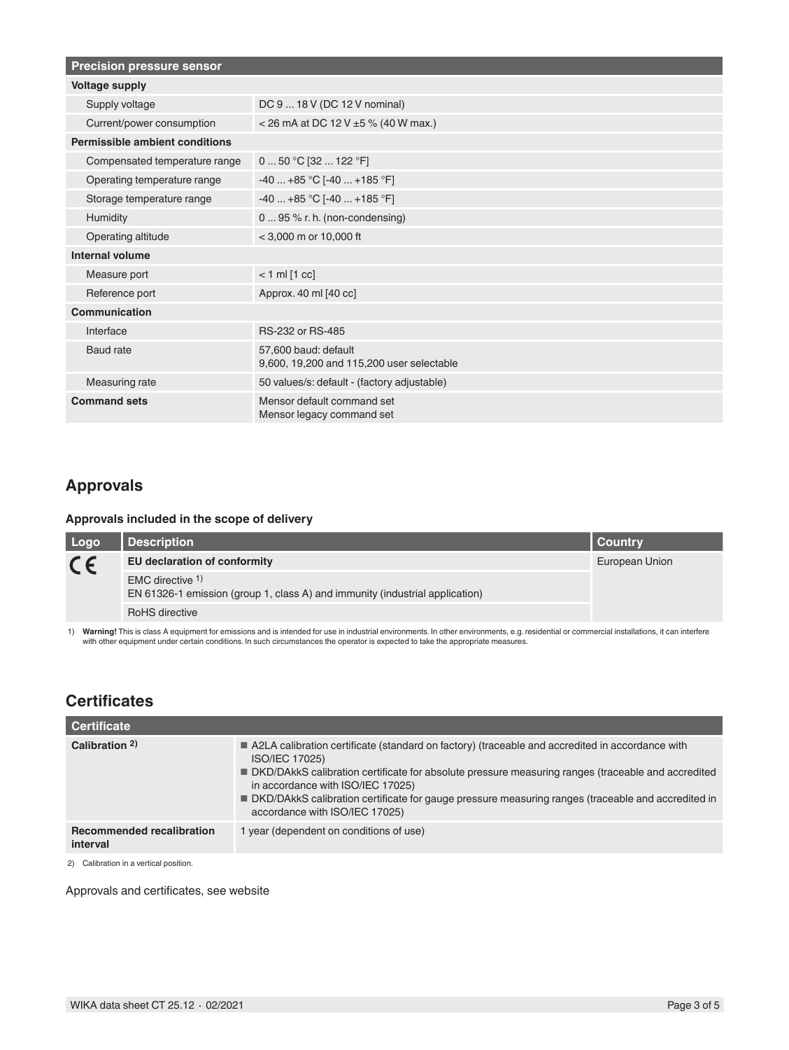| Precision pressure sensor | |
|---|---|
| **Voltage supply** | |
| Supply voltage | DC 9 ... 18 V (DC 12 V nominal) |
| Current/power consumption | < 26 mA at DC 12 V ±5 % (40 W max.) |
| **Permissible ambient conditions** | |
| Compensated temperature range | 0 ... 50 °C [32 ... 122 °F] |
| Operating temperature range | -40 ... +85 °C [-40 ... +185 °F] |
| Storage temperature range | -40 ... +85 °C [-40 ... +185 °F] |
| Humidity | 0 ... 95 % r. h. (non-condensing) |
| Operating altitude | < 3,000 m or 10,000 ft |
| **Internal volume** | |
| Measure port | < 1 ml [1 cc] |
| Reference port | Approx. 40 ml [40 cc] |
| **Communication** | |
| Interface | RS-232 or RS-485 |
| Baud rate | 57,600 baud: default<br>9,600, 19,200 and 115,200 user selectable |
| Measuring rate | 50 values/s: default - (factory adjustable) |
| **Command sets** | Mensor default command set<br>Mensor legacy command set |

## Approvals

### Approvals included in the scope of delivery

| Logo | Description | Country |
|---|---|---|
| CE | **EU declaration of conformity** | European Union |
| | EMC directive [1]<br>EN 61326-1 emission (group 1, class A) and immunity (industrial application) | |
| | RoHS directive | |

1) **Warning!** This is class A equipment for emissions and is intended for use in industrial environments. In other environments, e.g. residential or commercial installations, it can interfere with other equipment under certain conditions. In such circumstances the operator is expected to take the appropriate measures.

## Certificates

| Certificate | |
|---|---|
| **Calibration** [2] | ■ A2LA calibration certificate (standard on factory) (traceable and accredited in accordance with ISO/IEC 17025)<br>■ DKD/DAkkS calibration certificate for absolute pressure measuring ranges (traceable and accredited in accordance with ISO/IEC 17025)<br>■ DKD/DAkkS calibration certificate for gauge pressure measuring ranges (traceable and accredited in accordance with ISO/IEC 17025) |
| **Recommended recalibration interval** | 1 year (dependent on conditions of use) |

2) Calibration in a vertical position.

Approvals and certificates, see website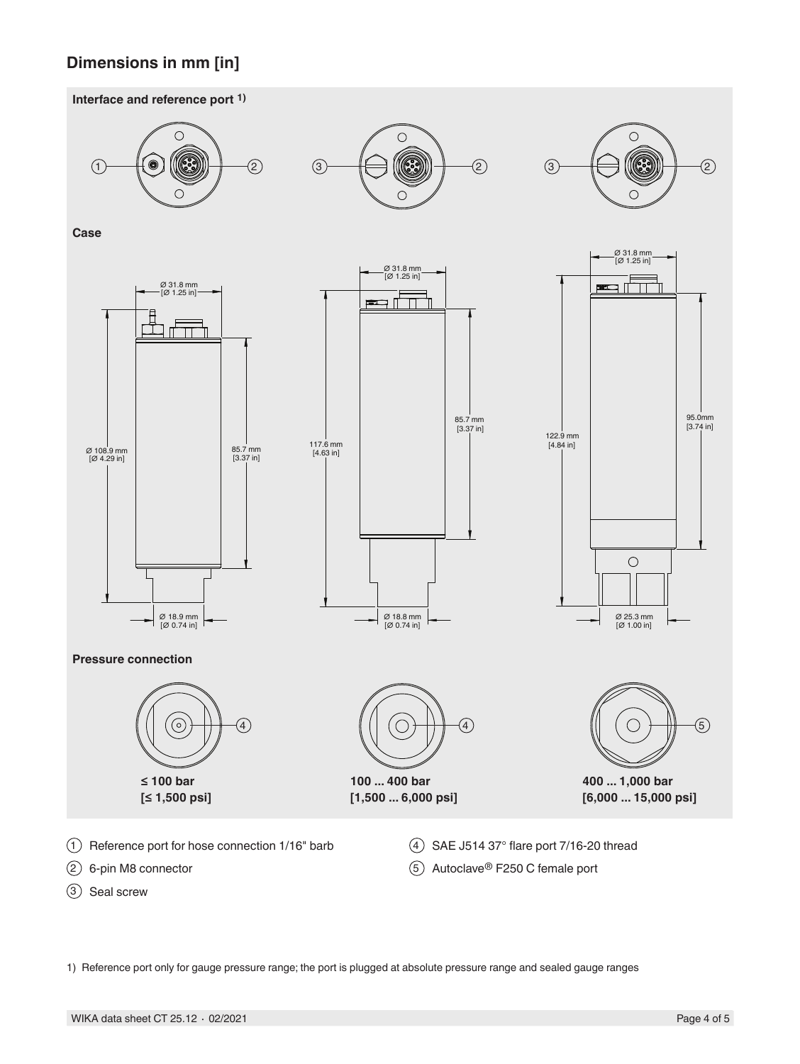## Dimensions in mm [in]

**Interface and reference port** [1)]

**Case**

Ø 31.8 mm [Ø 1.25 in]

Ø 108.9 mm [Ø 4.29 in]

85.7 mm [3.37 in]

Ø 18.9 mm [Ø 0.74 in]

Ø 31.8 mm [Ø 1.25 in]

117.6 mm [4.63 in]

85.7 mm [3.37 in]

Ø 18.8 mm [Ø 0.74 in]

Ø 31.8 mm [Ø 1.25 in]

122.9 mm [4.84 in]

95.0mm [3.74 in]

Ø 25.3 mm [Ø 1.00 in]

**Pressure connection**

**≤ 100 bar [≤ 1,500 psi]**

**100 ... 400 bar [1,500 ... 6,000 psi]**

**400 ... 1,000 bar [6,000 ... 15,000 psi]**

1. Reference port for hose connection 1/16" barb
2. 6-pin M8 connector
3. Seal screw
4. SAE J514 37° flare port 7/16-20 thread
5. Autoclave® F250 C female port

1) Reference port only for gauge pressure range; the port is plugged at absolute pressure range and sealed gauge ranges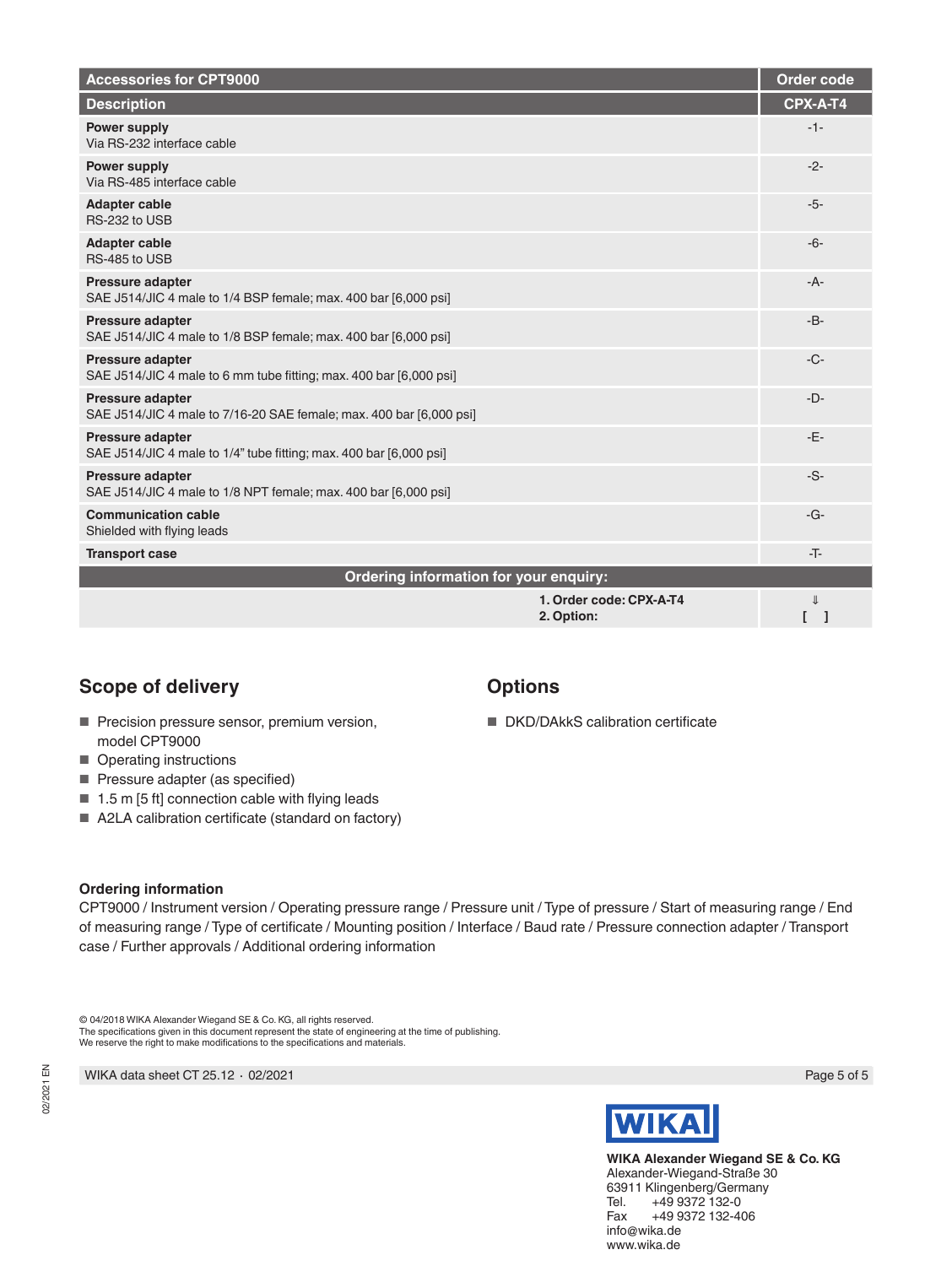| Accessories for CPT9000 | Order code |
|---|---|
| **Description** | **CPX-A-T4** |
| **Power supply**<br>Via RS-232 interface cable | -1- |
| **Power supply**<br>Via RS-485 interface cable | -2- |
| **Adapter cable**<br>RS-232 to USB | -5- |
| **Adapter cable**<br>RS-485 to USB | -6- |
| **Pressure adapter**<br>SAE J514/JIC 4 male to 1/4 BSP female; max. 400 bar [6,000 psi] | -A- |
| **Pressure adapter**<br>SAE J514/JIC 4 male to 1/8 BSP female; max. 400 bar [6,000 psi] | -B- |
| **Pressure adapter**<br>SAE J514/JIC 4 male to 6 mm tube fitting; max. 400 bar [6,000 psi] | -C- |
| **Pressure adapter**<br>SAE J514/JIC 4 male to 7/16-20 SAE female; max. 400 bar [6,000 psi] | -D- |
| **Pressure adapter**<br>SAE J514/JIC 4 male to 1/4" tube fitting; max. 400 bar [6,000 psi] | -E- |
| **Pressure adapter**<br>SAE J514/JIC 4 male to 1/8 NPT female; max. 400 bar [6,000 psi] | -S- |
| **Communication cable**<br>Shielded with flying leads | -G- |
| **Transport case** | -T- |
| **Ordering information for your enquiry:** | |
| **1. Order code: CPX-A-T4**<br>**2. Option:** | ⇓<br>[ ] |

## Scope of delivery

- Precision pressure sensor, premium version, model CPT9000
- Operating instructions
- Pressure adapter (as specified)
- 1.5 m [5 ft] connection cable with flying leads
- A2LA calibration certificate (standard on factory)

## Options

- DKD/DAkkS calibration certificate

**Ordering information**

CPT9000 / Instrument version / Operating pressure range / Pressure unit / Type of pressure / Start of measuring range / End of measuring range / Type of certificate / Mounting position / Interface / Baud rate / Pressure connection adapter / Transport case / Further approvals / Additional ordering information

© 04/2018 WIKA Alexander Wiegand SE & Co. KG, all rights reserved.
The specifications given in this document represent the state of engineering at the time of publishing.
We reserve the right to make modifications to the specifications and materials.

**WIKA Alexander Wiegand SE & Co. KG**
Alexander-Wiegand-Straße 30
63911 Klingenberg/Germany
Tel. +49 9372 132-0
Fax +49 9372 132-406
info@wika.de
www.wika.de